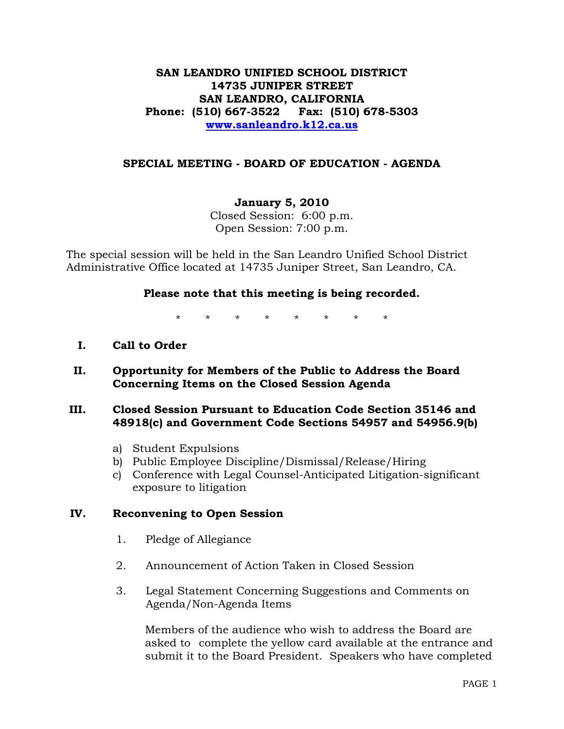**SAN LEANDRO UNIFIED SCHOOL DISTRICT**
**14735 JUNIPER STREET**
**SAN LEANDRO, CALIFORNIA**
**Phone: (510) 667-3522 Fax: (510) 678-5303**
**[www.sanleandro.k12.ca.us](http://www.sanleandro.k12.ca.us)**

## SPECIAL MEETING - BOARD OF EDUCATION - AGENDA

**January 5, 2010**
Closed Session: 6:00 p.m.
Open Session: 7:00 p.m.

The special session will be held in the San Leandro Unified School District Administrative Office located at 14735 Juniper Street, San Leandro, CA.

**Please note that this meeting is being recorded.**

\* \* \* \* \* \* \* \*

**I. Call to Order**

**II. Opportunity for Members of the Public to Address the Board Concerning Items on the Closed Session Agenda**

**III. Closed Session Pursuant to Education Code Section 35146 and 48918(c) and Government Code Sections 54957 and 54956.9(b)**

a) Student Expulsions
b) Public Employee Discipline/Dismissal/Release/Hiring
c) Conference with Legal Counsel-Anticipated Litigation-significant exposure to litigation

**IV. Reconvening to Open Session**

1. Pledge of Allegiance

2. Announcement of Action Taken in Closed Session

3. Legal Statement Concerning Suggestions and Comments on Agenda/Non-Agenda Items

   Members of the audience who wish to address the Board are asked to complete the yellow card available at the entrance and submit it to the Board President. Speakers who have completed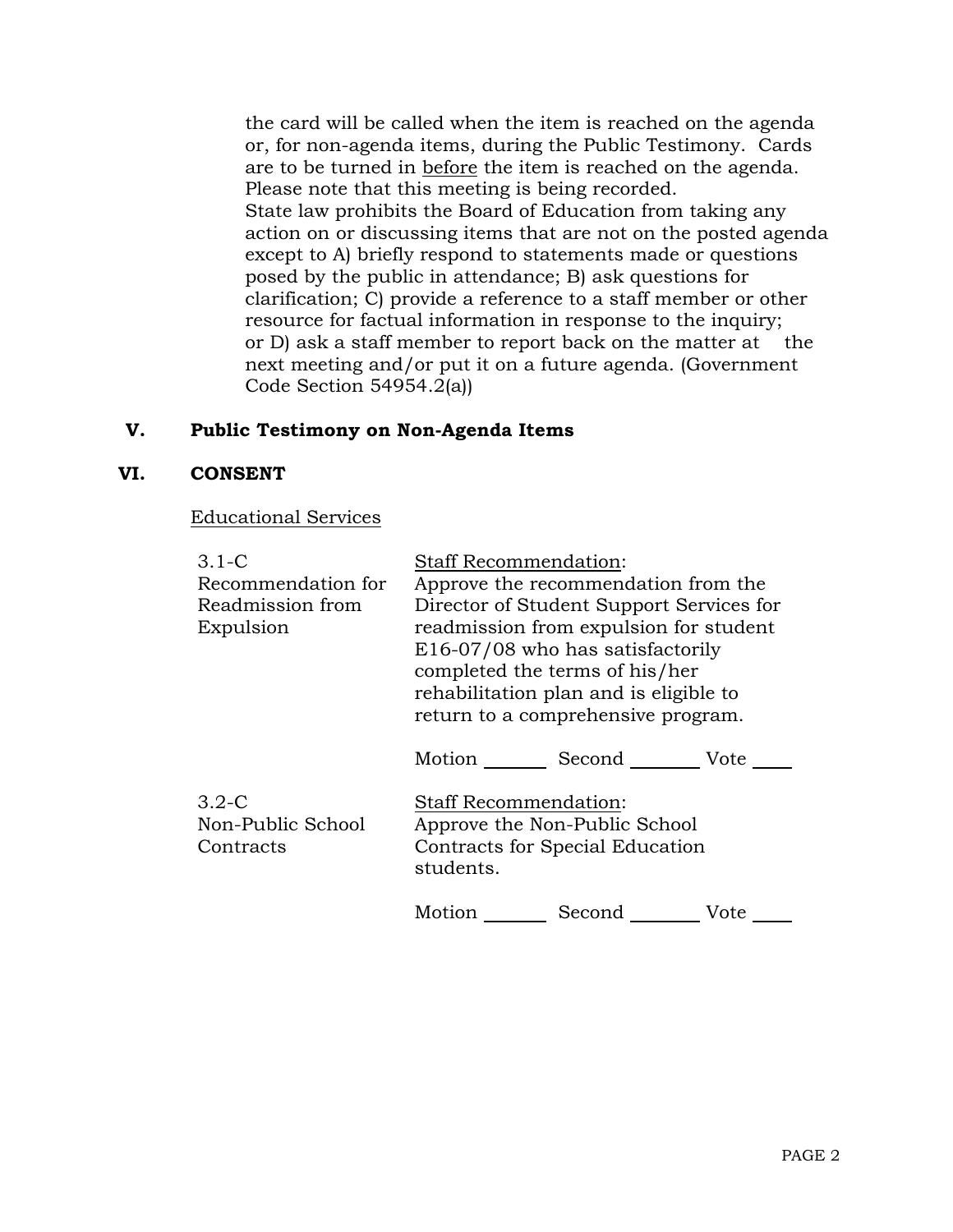the card will be called when the item is reached on the agenda or, for non-agenda items, during the Public Testimony. Cards are to be turned in before the item is reached on the agenda. Please note that this meeting is being recorded.
State law prohibits the Board of Education from taking any action on or discussing items that are not on the posted agenda except to A) briefly respond to statements made or questions posed by the public in attendance; B) ask questions for clarification; C) provide a reference to a staff member or other resource for factual information in response to the inquiry; or D) ask a staff member to report back on the matter at the next meeting and/or put it on a future agenda. (Government Code Section 54954.2(a))

## V. Public Testimony on Non-Agenda Items

## VI. CONSENT

Educational Services

**3.1-C Recommendation for Readmission from Expulsion**

Staff Recommendation:
Approve the recommendation from the Director of Student Support Services for readmission from expulsion for student E16-07/08 who has satisfactorily completed the terms of his/her rehabilitation plan and is eligible to return to a comprehensive program.

Motion _______ Second _______ Vote ____

**3.2-C Non-Public School Contracts**

Staff Recommendation:
Approve the Non-Public School Contracts for Special Education students.

Motion _______ Second _______ Vote ____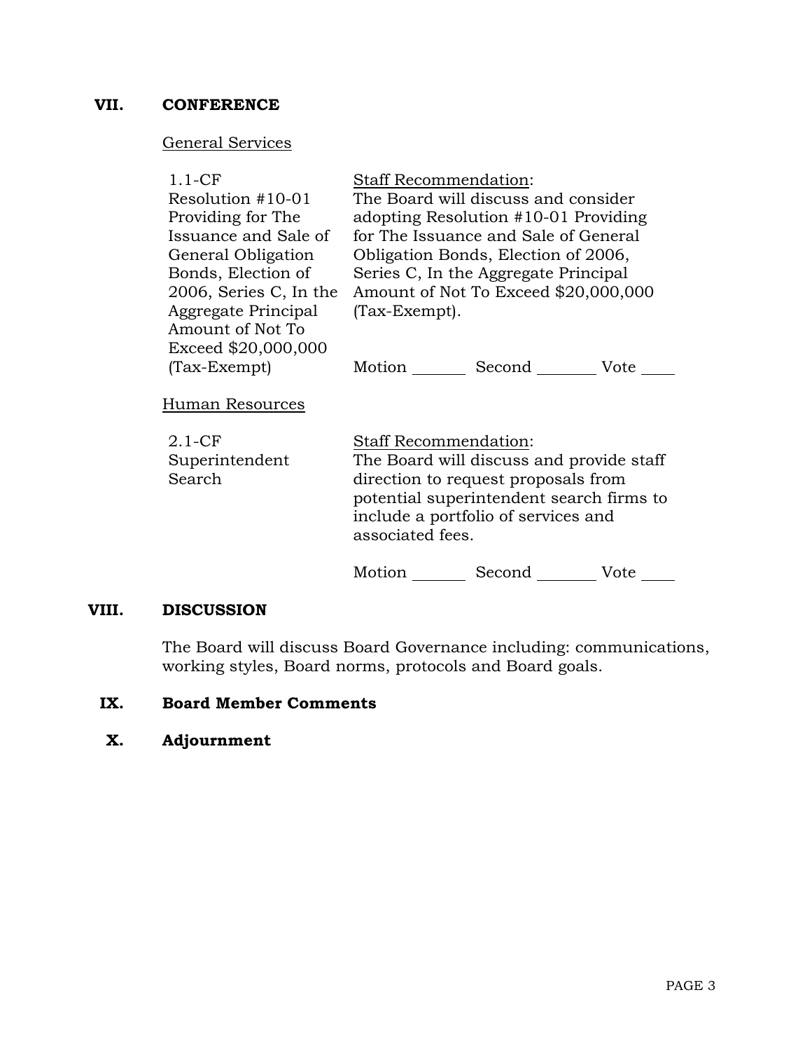## VII. CONFERENCE

General Services

| | |
|---|---|
| 1.1-CF<br>Resolution #10-01 Providing for The Issuance and Sale of General Obligation Bonds, Election of 2006, Series C, In the Aggregate Principal Amount of Not To Exceed $20,000,000 (Tax-Exempt) | Staff Recommendation:<br>The Board will discuss and consider adopting Resolution #10-01 Providing for The Issuance and Sale of General Obligation Bonds, Election of 2006, Series C, In the Aggregate Principal Amount of Not To Exceed $20,000,000 (Tax-Exempt).<br><br>Motion _______ Second _______ Vote ____ |

Human Resources

| | |
|---|---|
| 2.1-CF<br>Superintendent Search | Staff Recommendation:<br>The Board will discuss and provide staff direction to request proposals from potential superintendent search firms to include a portfolio of services and associated fees.<br><br>Motion _______ Second _______ Vote ____ |

## VIII. DISCUSSION

The Board will discuss Board Governance including: communications, working styles, Board norms, protocols and Board goals.

## IX. Board Member Comments

## X. Adjournment